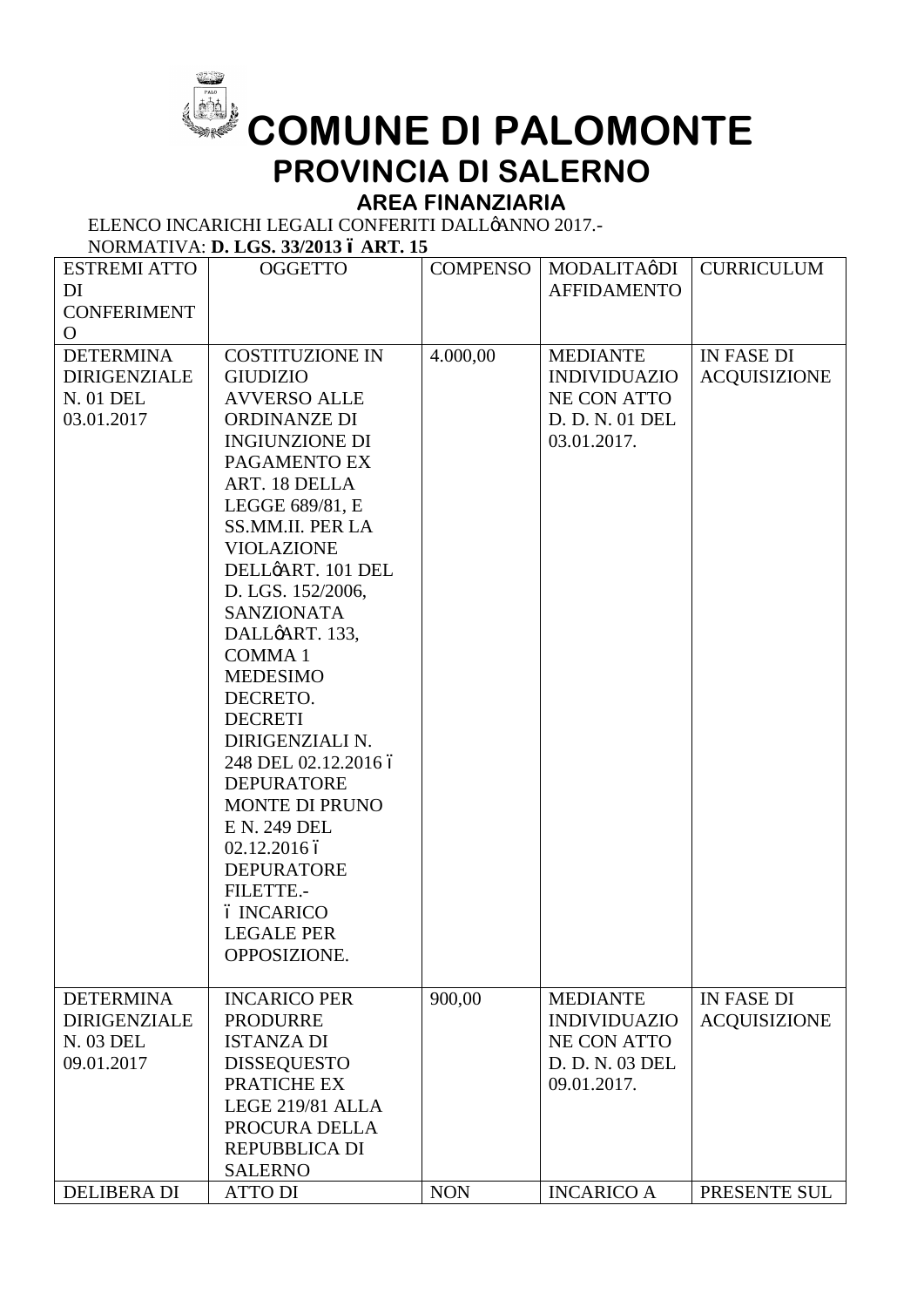# COMUNE DI PALOMONTE

## PROVINCIA DI SALERNO

### AREA FINANZIARIA

ELENCO INCARICHI LEGALI CONFERITI DALLøANNO 2017.-

NORMATIVA: **D. LGS. 33/2013 ó ART. 15**

| ESTREMI ATTO DI CONFERIMENTO | OGGETTO | COMPENSO | MODALITAøDI AFFIDAMENTO | CURRICULUM |
|---|---|---|---|---|
| DETERMINA DIRIGENZIALE N. 01 DEL 03.01.2017 | COSTITUZIONE IN GIUDIZIO AVVERSO ALLE ORDINANZE DI INGIUNZIONE DI PAGAMENTO EX ART. 18 DELLA LEGGE 689/81, E SS.MM.II. PER LA VIOLAZIONE DELLøART. 101 DEL D. LGS. 152/2006, SANZIONATA DALLøART. 133, COMMA 1 MEDESIMO DECRETO. DECRETI DIRIGENZIALI N. 248 DEL 02.12.2016 ó DEPURATORE MONTE DI PRUNO E N. 249 DEL 02.12.2016 ó DEPURATORE FILETTE.- ó INCARICO LEGALE PER OPPOSIZIONE. | 4.000,00 | MEDIANTE INDIVIDUAZIONE CON ATTO D. D. N. 01 DEL 03.01.2017. | IN FASE DI ACQUISIZIONE |
| DETERMINA DIRIGENZIALE N. 03 DEL 09.01.2017 | INCARICO PER PRODURRE ISTANZA DI DISSEQUESTO PRATICHE EX LEGE 219/81 ALLA PROCURA DELLA REPUBBLICA DI SALERNO | 900,00 | MEDIANTE INDIVIDUAZIONE CON ATTO D. D. N. 03 DEL 09.01.2017. | IN FASE DI ACQUISIZIONE |
| DELIBERA DI | ATTO DI | NON | INCARICO A | PRESENTE SUL |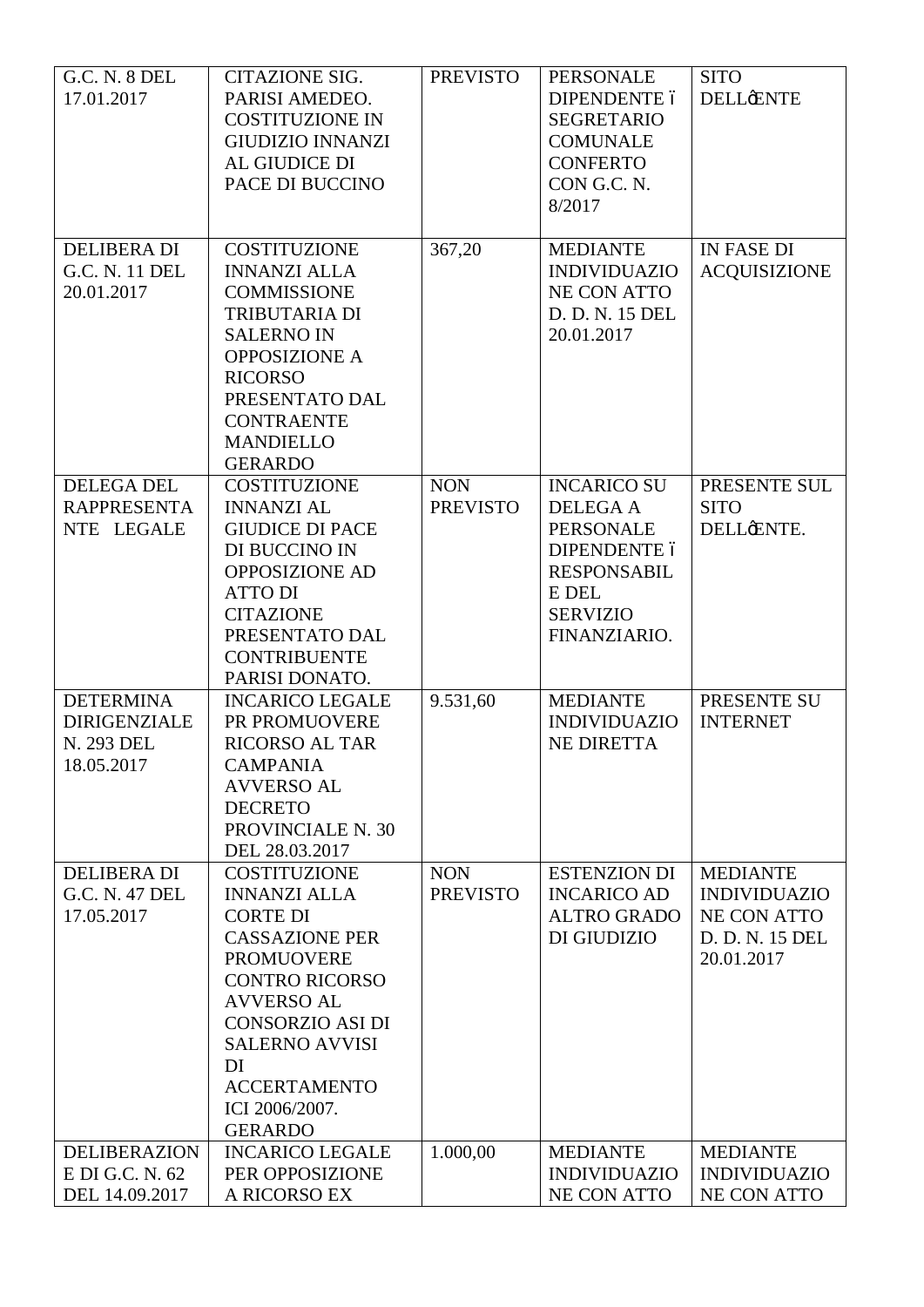| G.C. N. 8 DEL 17.01.2017 | CITAZIONE SIG. PARISI AMEDEO. COSTITUZIONE IN GIUDIZIO INNANZI AL GIUDICE DI PACE DI BUCCINO | PREVISTO | PERSONALE DIPENDENTE – SEGRETARIO COMUNALE CONFERTO CON G.C. N. 8/2017 | SITO DELL'ENTE |
|---|---|---|---|---|
| DELIBERA DI G.C. N. 11 DEL 20.01.2017 | COSTITUZIONE INNANZI ALLA COMMISSIONE TRIBUTARIA DI SALERNO IN OPPOSIZIONE A RICORSO PRESENTATO DAL CONTRAENTE MANDIELLO GERARDO | 367,20 | MEDIANTE INDIVIDUAZIONE CON ATTO D. D. N. 15 DEL 20.01.2017 | IN FASE DI ACQUISIZIONE |
| DELEGA DEL RAPPRESENTANTE LEGALE | COSTITUZIONE INNANZI AL GIUDICE DI PACE DI BUCCINO IN OPPOSIZIONE AD ATTO DI CITAZIONE PRESENTATO DAL CONTRIBUENTE PARISI DONATO. | NON PREVISTO | INCARICO SU DELEGA A PERSONALE DIPENDENTE – RESPONSABILE DEL SERVIZIO FINANZIARIO. | PRESENTE SUL SITO DELL'ENTE. |
| DETERMINA DIRIGENZIALE N. 293 DEL 18.05.2017 | INCARICO LEGALE PR PROMUOVERE RICORSO AL TAR CAMPANIA AVVERSO AL DECRETO PROVINCIALE N. 30 DEL 28.03.2017 | 9.531,60 | MEDIANTE INDIVIDUAZIONE DIRETTA | PRESENTE SU INTERNET |
| DELIBERA DI G.C. N. 47 DEL 17.05.2017 | COSTITUZIONE INNANZI ALLA CORTE DI CASSAZIONE PER PROMUOVERE CONTRO RICORSO AVVERSO AL CONSORZIO ASI DI SALERNO AVVISI DI ACCERTAMENTO ICI 2006/2007. GERARDO | NON PREVISTO | ESTENZION DI INCARICO AD ALTRO GRADO DI GIUDIZIO | MEDIANTE INDIVIDUAZIONE CON ATTO D. D. N. 15 DEL 20.01.2017 |
| DELIBERAZIONE DI G.C. N. 62 DEL 14.09.2017 | INCARICO LEGALE PER OPPOSIZIONE A RICORSO EX | 1.000,00 | MEDIANTE INDIVIDUAZIONE CON ATTO | MEDIANTE INDIVIDUAZIONE CON ATTO |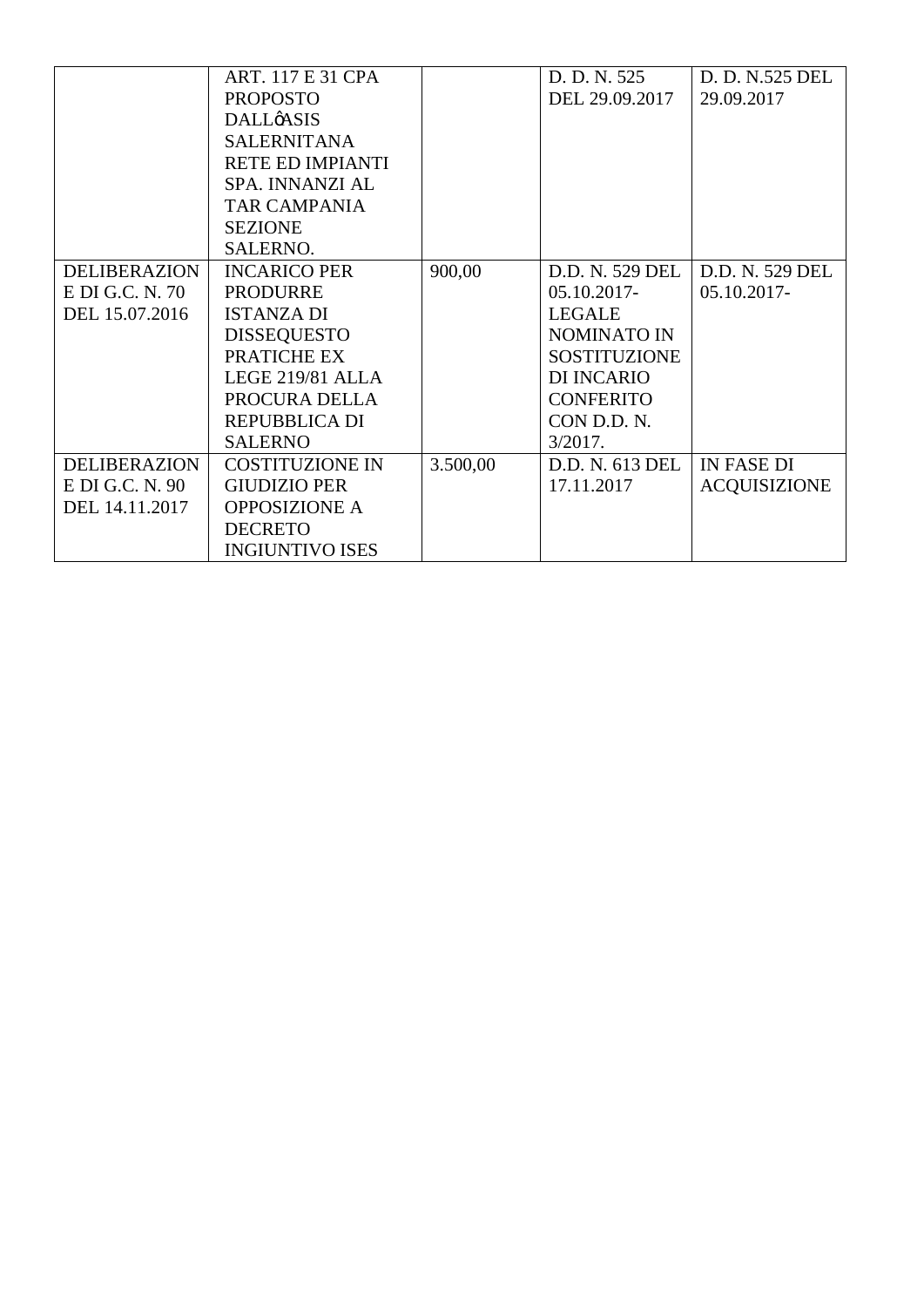| | | | | |
|---|---|---|---|---|
| | ART. 117 E 31 CPA PROPOSTO DALLœASIS SALERNITANA RETE ED IMPIANTI SPA. INNANZI AL TAR CAMPANIA SEZIONE SALERNO. | | D. D. N. 525 DEL 29.09.2017 | D. D. N.525 DEL 29.09.2017 |
| DELIBERAZIONE DI G.C. N. 70 DEL 15.07.2016 | INCARICO PER PRODURRE ISTANZA DI DISSEQUESTO PRATICHE EX LEGE 219/81 ALLA PROCURA DELLA REPUBBLICA DI SALERNO | 900,00 | D.D. N. 529 DEL 05.10.2017- LEGALE NOMINATO IN SOSTITUZIONE DI INCARICO CONFERITO CON D.D. N. 3/2017. | D.D. N. 529 DEL 05.10.2017- |
| DELIBERAZIONE DI G.C. N. 90 DEL 14.11.2017 | COSTITUZIONE IN GIUDIZIO PER OPPOSIZIONE A DECRETO INGIUNTIVO ISES | 3.500,00 | D.D. N. 613 DEL 17.11.2017 | IN FASE DI ACQUISIZIONE |